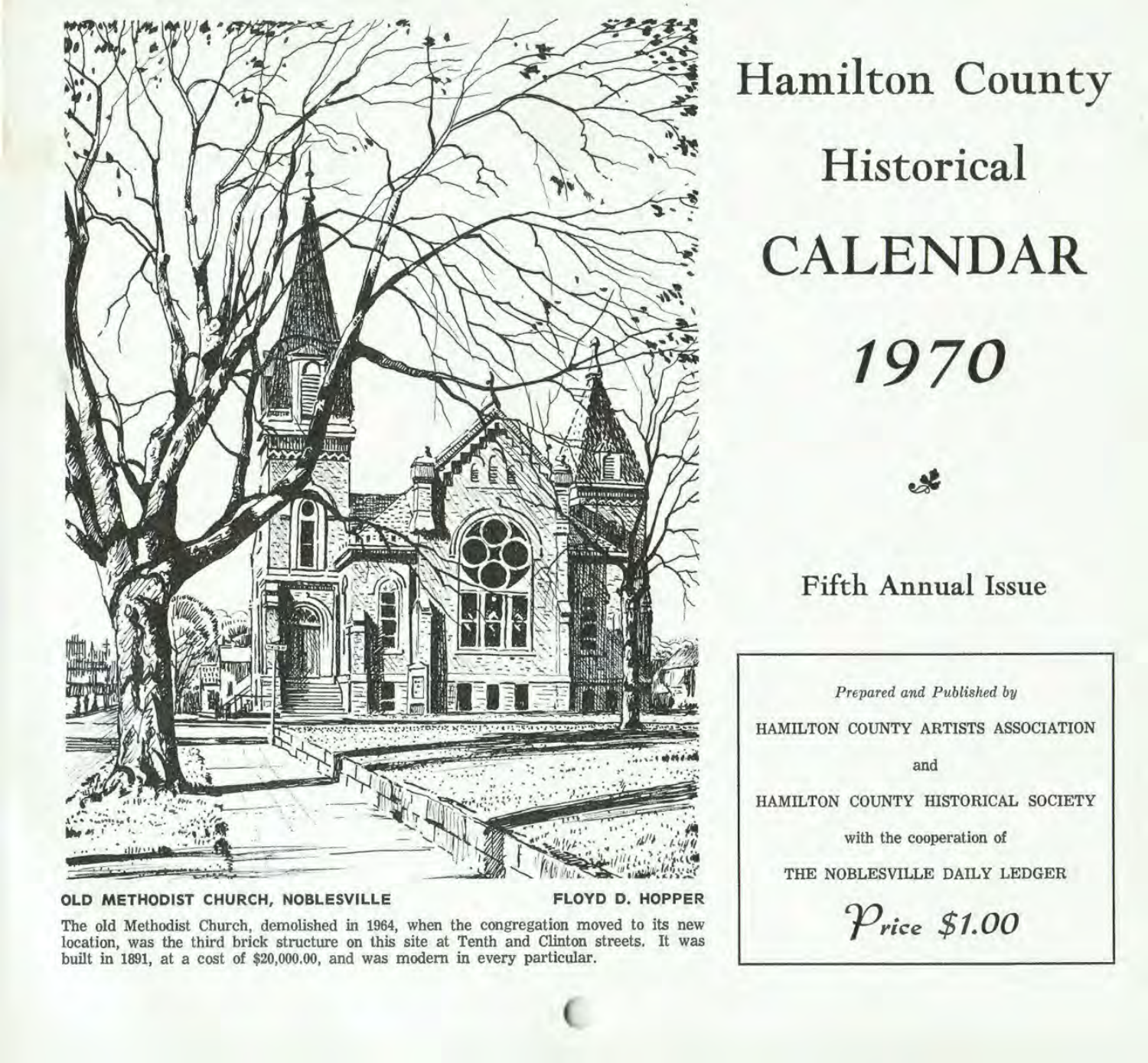# Hamilton County Historical CALENDAR 1970

## Fifth Annual Issue

*Prepared and Published by*

HAMILTON COUNTY ARTISTS ASSOCIATION

and

HAMILTON COUNTY HISTORICAL SOCIETY

with the cooperation of

THE NOBLESVILLE DAILY LEDGER

*Price $1.00*

**OLD METHODIST CHURCH, NOBLESVILLE** — **FLOYD D. HOPPER**

The old Methodist Church, demolished in 1964, when the congregation moved to its new location, was the third brick structure on this site at Tenth and Clinton streets. It was built in 1891, at a cost of $20,000.00, and was modern in every particular.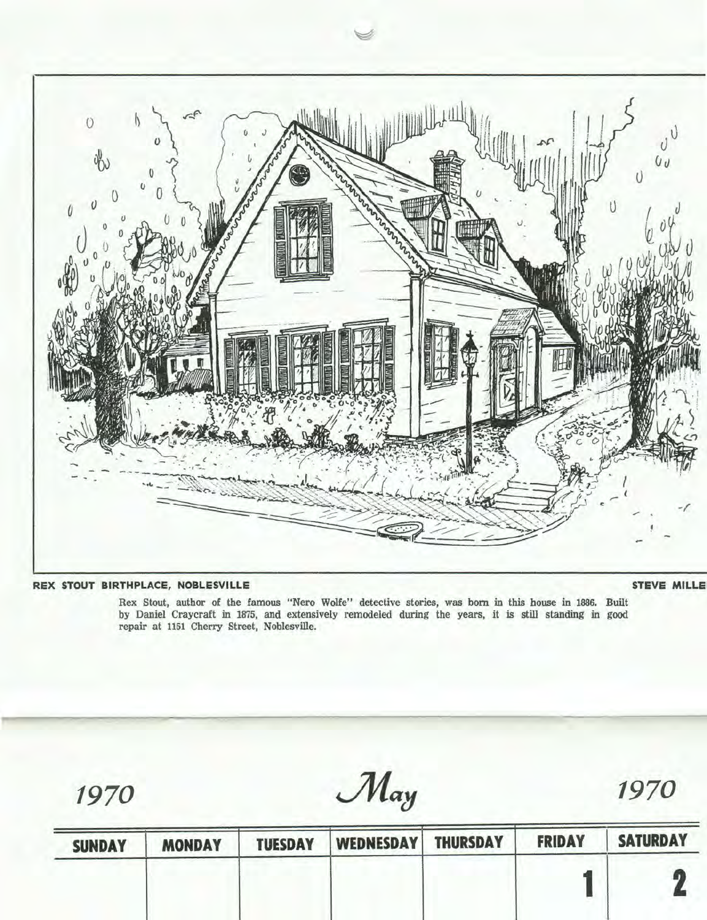**REX STOUT BIRTHPLACE, NOBLESVILLE** **STEVE MILLE**

Rex Stout, author of the famous "Nero Wolfe" detective stories, was born in this house in 1886. Built by Daniel Craycraft in 1875, and extensively remodeled during the years, it is still standing in good repair at 1151 Cherry Street, Noblesville.

# 1970 *May* 1970

| SUNDAY | MONDAY | TUESDAY | WEDNESDAY | THURSDAY | FRIDAY | SATURDAY |
|---|---|---|---|---|---|---|
| | | | | | 1 | 2 |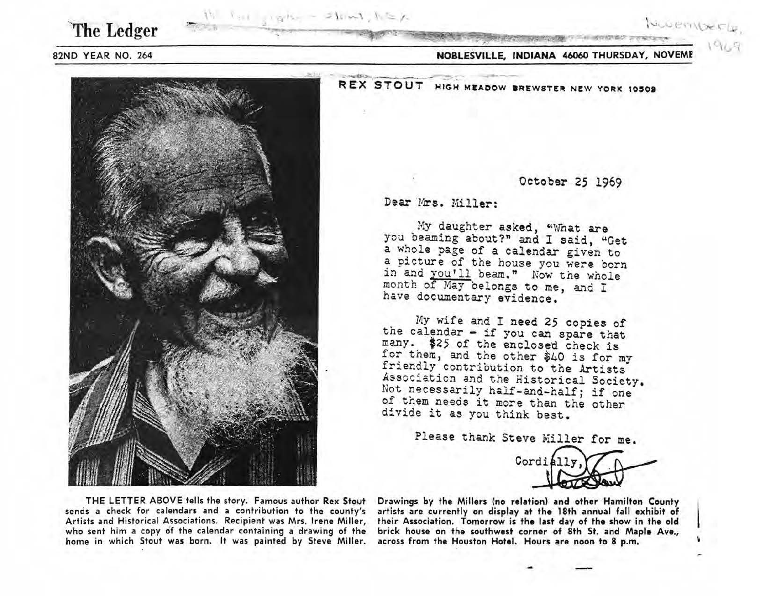# The Ledger

82ND YEAR NO. 264 — NOBLESVILLE, INDIANA 46060 THURSDAY, NOVEMB

November 6, 1969

**REX STOUT** HIGH MEADOW BREWSTER NEW YORK 10509

October 25 1969

Dear Mrs. Miller:

My daughter asked, "What are you beaming about?" and I said, "Get a whole page of a calendar given to a picture of the house you were born in and you'll beam." Now the whole month of May belongs to me, and I have documentary evidence.

My wife and I need 25 copies of the calendar - if you can spare that many. $25 of the enclosed check is for them, and the other $40 is for my friendly contribution to the Artists Association and the Historical Society. Not necessarily half-and-half; if one of them needs it more than the other divide it as you think best.

Please thank Steve Miller for me.

Cordially,

Rex Stout

THE LETTER ABOVE tells the story. Famous author Rex Stout sends a check for calendars and a contribution to the county's Artists and Historical Associations. Recipient was Mrs. Irene Miller, who sent him a copy of the calendar containing a drawing of the home in which Stout was born. It was painted by Steve Miller. Drawings by the Millers (no relation) and other Hamilton County artists are currently on display at the 18th annual fall exhibit of their Association. Tomorrow is the last day of the show in the old brick house on the southwest corner of 8th St. and Maple Ave., across from the Houston Hotel. Hours are noon to 8 p.m.